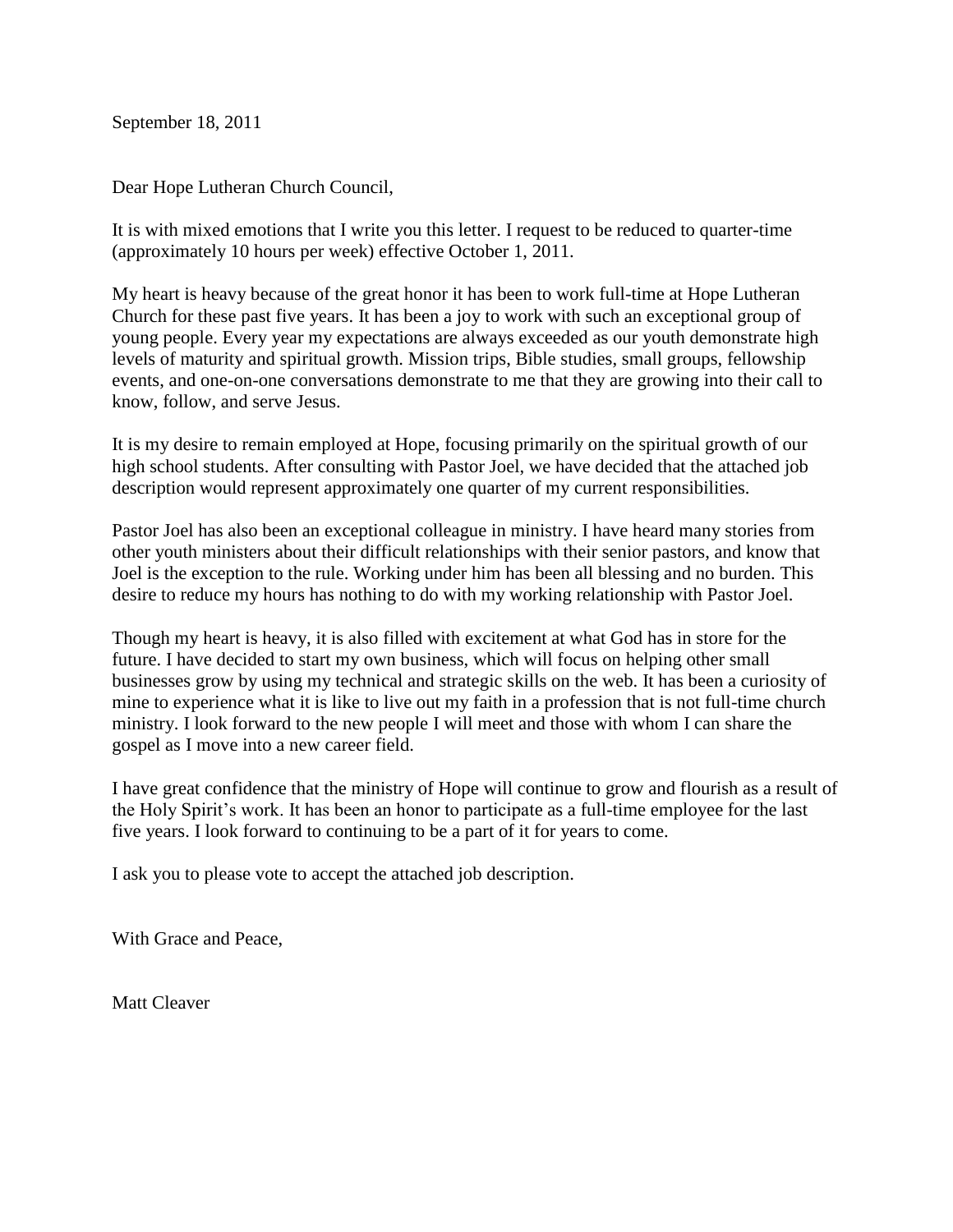September 18, 2011

Dear Hope Lutheran Church Council,

It is with mixed emotions that I write you this letter. I request to be reduced to quarter-time (approximately 10 hours per week) effective October 1, 2011.

My heart is heavy because of the great honor it has been to work full-time at Hope Lutheran Church for these past five years. It has been a joy to work with such an exceptional group of young people. Every year my expectations are always exceeded as our youth demonstrate high levels of maturity and spiritual growth. Mission trips, Bible studies, small groups, fellowship events, and one-on-one conversations demonstrate to me that they are growing into their call to know, follow, and serve Jesus.

It is my desire to remain employed at Hope, focusing primarily on the spiritual growth of our high school students. After consulting with Pastor Joel, we have decided that the attached job description would represent approximately one quarter of my current responsibilities.

Pastor Joel has also been an exceptional colleague in ministry. I have heard many stories from other youth ministers about their difficult relationships with their senior pastors, and know that Joel is the exception to the rule. Working under him has been all blessing and no burden. This desire to reduce my hours has nothing to do with my working relationship with Pastor Joel.

Though my heart is heavy, it is also filled with excitement at what God has in store for the future. I have decided to start my own business, which will focus on helping other small businesses grow by using my technical and strategic skills on the web. It has been a curiosity of mine to experience what it is like to live out my faith in a profession that is not full-time church ministry. I look forward to the new people I will meet and those with whom I can share the gospel as I move into a new career field.

I have great confidence that the ministry of Hope will continue to grow and flourish as a result of the Holy Spirit's work. It has been an honor to participate as a full-time employee for the last five years. I look forward to continuing to be a part of it for years to come.

I ask you to please vote to accept the attached job description.

With Grace and Peace,

Matt Cleaver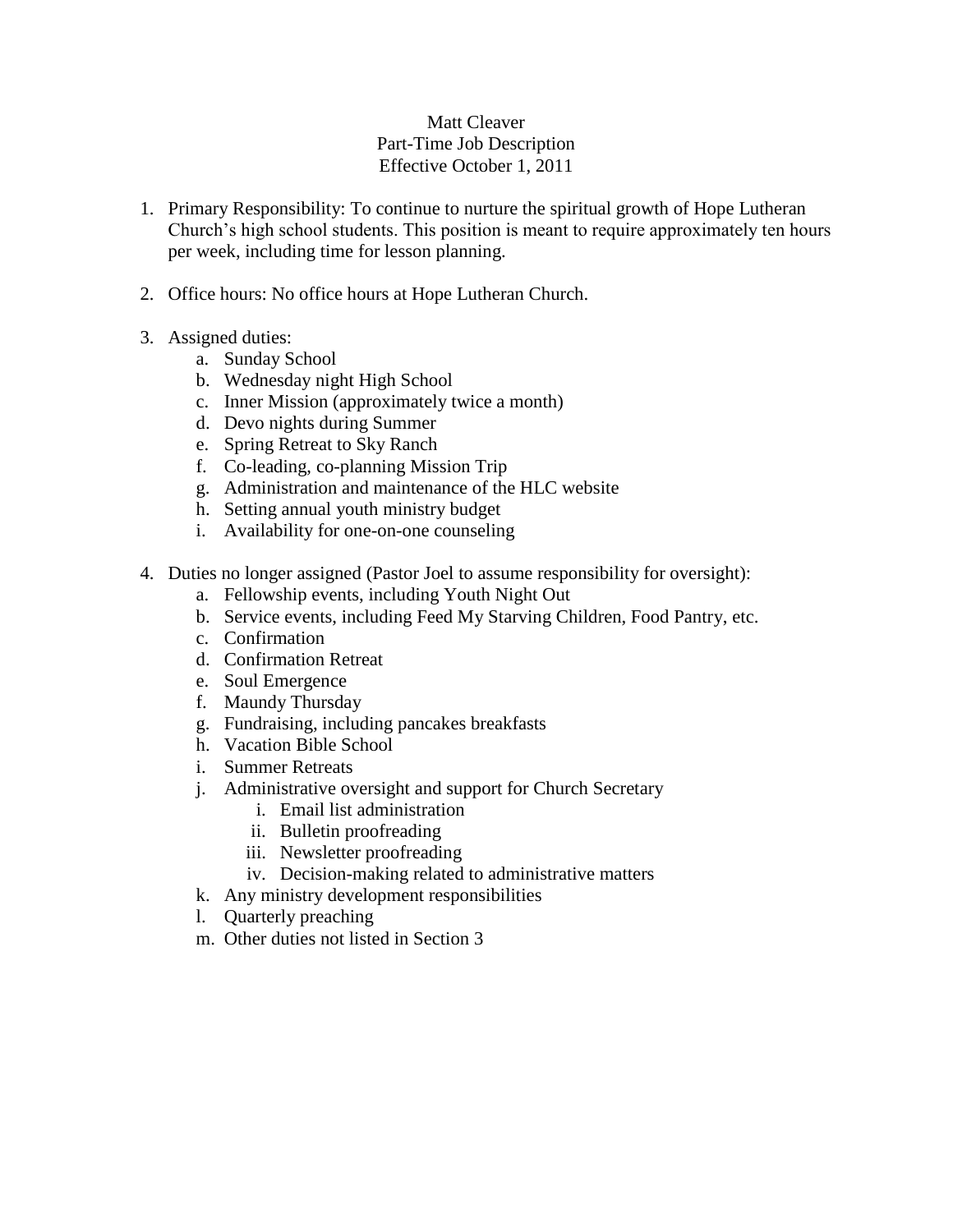Matt Cleaver
Part-Time Job Description
Effective October 1, 2011

1. Primary Responsibility: To continue to nurture the spiritual growth of Hope Lutheran Church's high school students. This position is meant to require approximately ten hours per week, including time for lesson planning.

2. Office hours: No office hours at Hope Lutheran Church.

3. Assigned duties:
   a. Sunday School
   b. Wednesday night High School
   c. Inner Mission (approximately twice a month)
   d. Devo nights during Summer
   e. Spring Retreat to Sky Ranch
   f. Co-leading, co-planning Mission Trip
   g. Administration and maintenance of the HLC website
   h. Setting annual youth ministry budget
   i. Availability for one-on-one counseling

4. Duties no longer assigned (Pastor Joel to assume responsibility for oversight):
   a. Fellowship events, including Youth Night Out
   b. Service events, including Feed My Starving Children, Food Pantry, etc.
   c. Confirmation
   d. Confirmation Retreat
   e. Soul Emergence
   f. Maundy Thursday
   g. Fundraising, including pancakes breakfasts
   h. Vacation Bible School
   i. Summer Retreats
   j. Administrative oversight and support for Church Secretary
      i. Email list administration
      ii. Bulletin proofreading
      iii. Newsletter proofreading
      iv. Decision-making related to administrative matters
   k. Any ministry development responsibilities
   l. Quarterly preaching
   m. Other duties not listed in Section 3